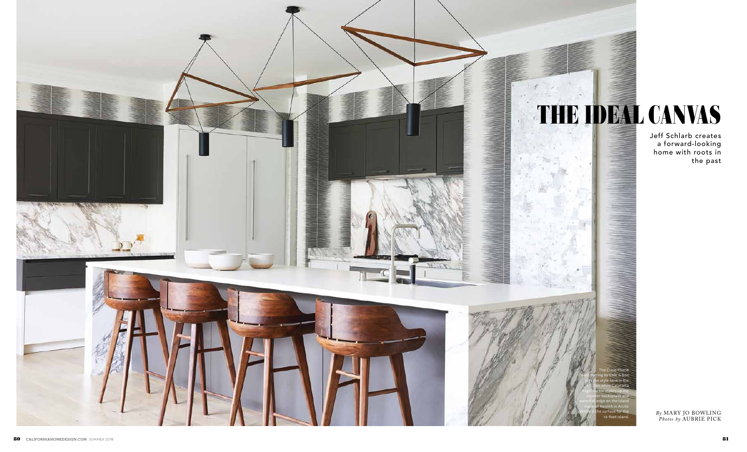# THE IDEAL CANVAS

Jeff Schlarb creates a forward-looking home with roots in the past

*By* MARY JO BOWLING
*Photos by* AUBRIE PICK

The Curio Plume wallcovering by Cole & Son sets the style tone in the kitchen while Calacatta Vagli marble makes up the counter backsplash and waterfall edge on the island made of Neolith in Arctic White is the surface for the 12-foot island.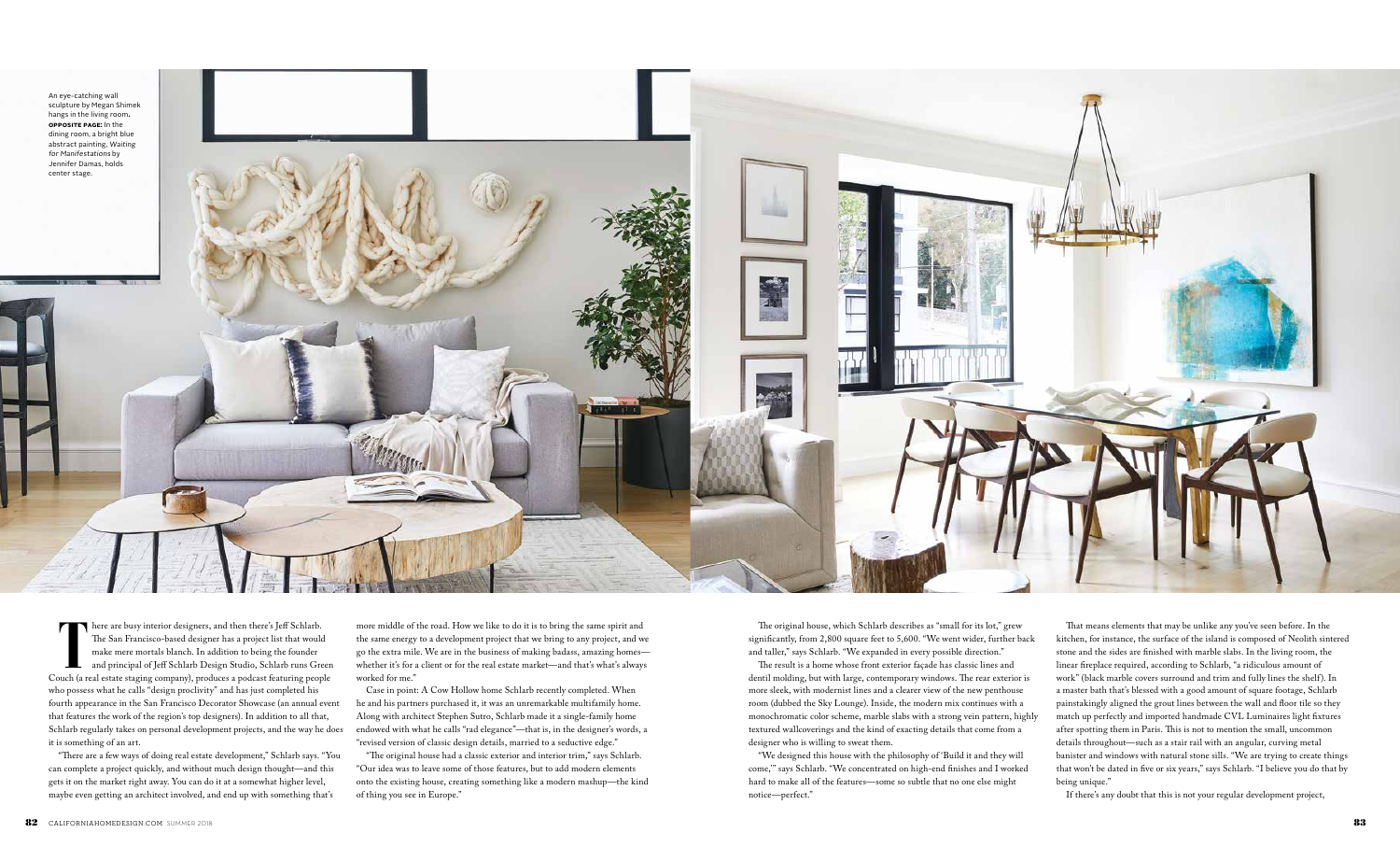An eye-catching wall sculpture by Megan Shimek hangs in the living room. **OPPOSITE PAGE:** In the dining room, a bright blue abstract painting, *Waiting for Manifestations* by Jennifer Damas, holds center stage.

There are busy interior designers, and then there's Jeff Schlarb. The San Francisco-based designer has a project list that would make mere mortals blanch. In addition to being the founder and principal of Jeff Schlarb Design Studio, Schlarb runs Green Couch (a real estate staging company), produces a podcast featuring people who possess what he calls "design proclivity" and has just completed his fourth appearance in the San Francisco Decorator Showcase (an annual event that features the work of the region's top designers). In addition to all that, Schlarb regularly takes on personal development projects, and the way he does it is something of an art.

"There are a few ways of doing real estate development," Schlarb says. "You can complete a project quickly, and without much design thought—and this gets it on the market right away. You can do it at a somewhat higher level, maybe even getting an architect involved, and end up with something that's more middle of the road. How we like to do it is to bring the same spirit and the same energy to a development project that we bring to any project, and we go the extra mile. We are in the business of making badass, amazing homes—whether it's for a client or for the real estate market—and that's what's always worked for me."

Case in point: A Cow Hollow home Schlarb recently completed. When he and his partners purchased it, it was an unremarkable multifamily home. Along with architect Stephen Sutro, Schlarb made it a single-family home endowed with what he calls "rad elegance"—that is, in the designer's words, a "revised version of classic design details, married to a seductive edge."

"The original house had a classic exterior and interior trim," says Schlarb. "Our idea was to leave some of those features, but to add modern elements onto the existing house, creating something like a modern mashup—the kind of thing you see in Europe."

The original house, which Schlarb describes as "small for its lot," grew significantly, from 2,800 square feet to 5,600. "We went wider, further back and taller," says Schlarb. "We expanded in every possible direction."

The result is a home whose front exterior façade has classic lines and dentil molding, but with large, contemporary windows. The rear exterior is more sleek, with modernist lines and a clearer view of the new penthouse room (dubbed the Sky Lounge). Inside, the modern mix continues with a monochromatic color scheme, marble slabs with a strong vein pattern, highly textured wallcoverings and the kind of exacting details that come from a designer who is willing to sweat them.

"We designed this house with the philosophy of 'Build it and they will come,'" says Schlarb. "We concentrated on high-end finishes and I worked hard to make all of the features—some so subtle that no one else might notice—perfect."

That means elements that may be unlike any you've seen before. In the kitchen, for instance, the surface of the island is composed of Neolith sintered stone and the sides are finished with marble slabs. In the living room, the linear fireplace required, according to Schlarb, "a ridiculous amount of work" (black marble covers surround and trim and fully lines the shelf). In a master bath that's blessed with a good amount of square footage, Schlarb painstakingly aligned the grout lines between the wall and floor tile so they match up perfectly and imported handmade CVL Luminaires light fixtures after spotting them in Paris. This is not to mention the small, uncommon details throughout—such as a stair rail with an angular, curving metal banister and windows with natural stone sills. "We are trying to create things that won't be dated in five or six years," says Schlarb. "I believe you do that by being unique."

If there's any doubt that this is not your regular development project,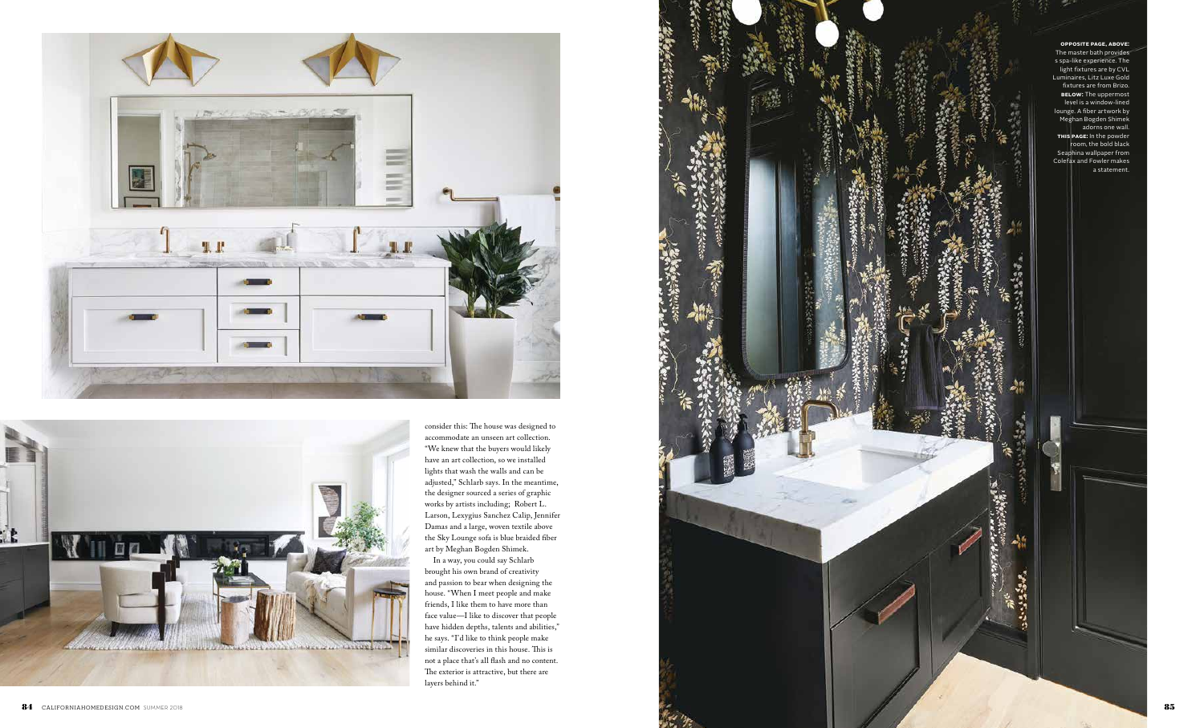consider this: The house was designed to accommodate an unseen art collection. "We knew that the buyers would likely have an art collection, so we installed lights that wash the walls and can be adjusted," Schlarb says. In the meantime, the designer sourced a series of graphic works by artists including; Robert L. Larson, Lexygius Sanchez Calip, Jennifer Damas and a large, woven textile above the Sky Lounge sofa is blue braided fiber art by Meghan Bogden Shimek.

In a way, you could say Schlarb brought his own brand of creativity and passion to bear when designing the house. "When I meet people and make friends, I like them to have more than face value—I like to discover that people have hidden depths, talents and abilities," he says. "I'd like to think people make similar discoveries in this house. This is not a place that's all flash and no content. The exterior is attractive, but there are layers behind it."

**OPPOSITE PAGE, ABOVE:** The master bath provides s spa-like experience. The light fixtures are by CVL Luminaires, Litz Luxe Gold fixtures are from Brizo. **BELOW:** The uppermost level is a window-lined lounge. A fiber artwork by Meghan Bogden Shimek adorns one wall. **THIS PAGE:** In the powder room, the bold black Seaphina wallpaper from Colefax and Fowler makes a statement.